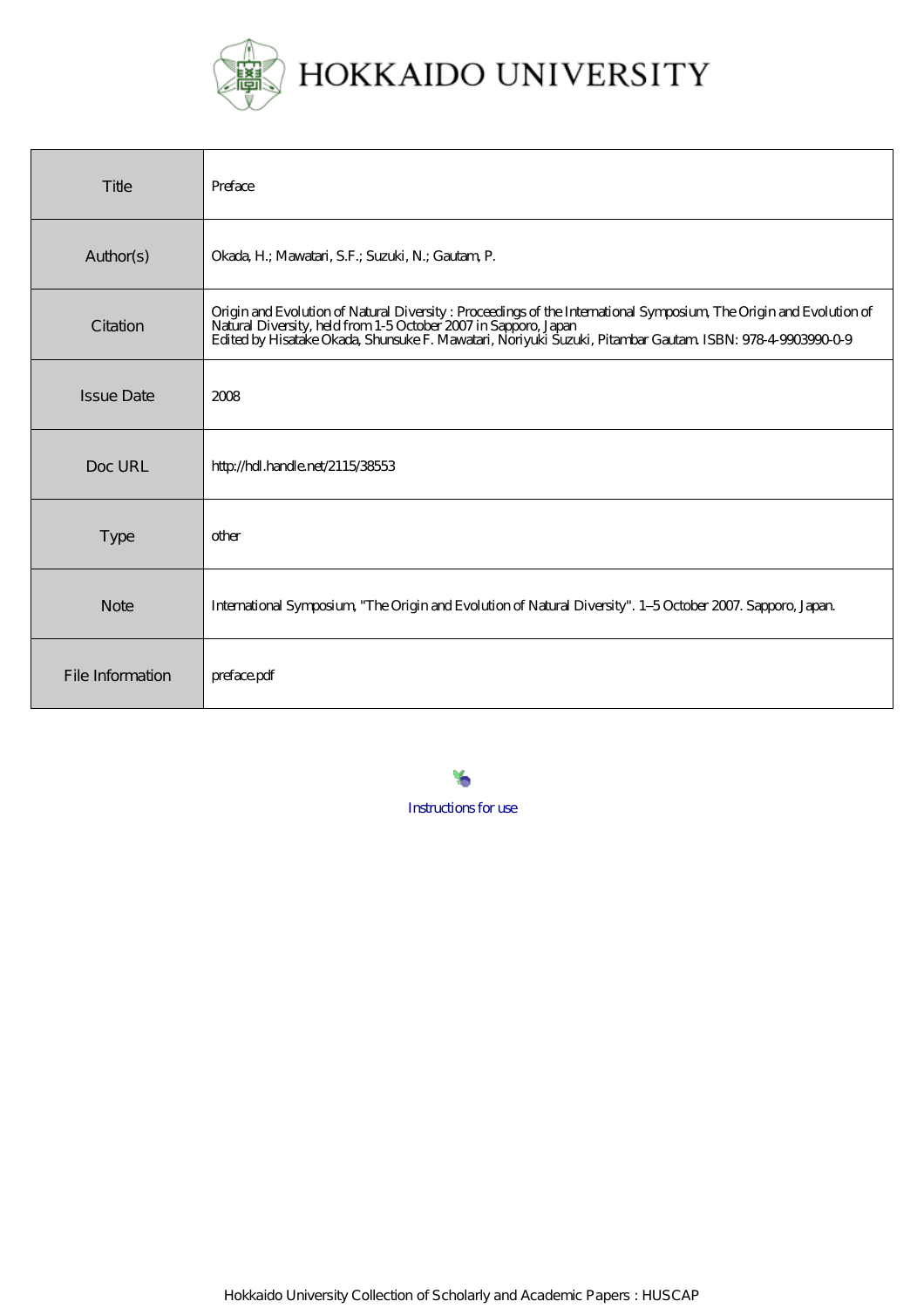# HOKKAIDO UNIVERSITY

| Title | Preface |
| --- | --- |
| Author(s) | Okada, H.; Mawatari, S.F.; Suzuki, N.; Gautam, P. |
| Citation | Origin and Evolution of Natural Diversity : Proceedings of the International Symposium, The Origin and Evolution of Natural Diversity, held from 1-5 October 2007 in Sapporo, Japan<br>Edited by Hisatake Okada, Shunsuke F. Mawatari, Noriyuki Suzuki, Pitambar Gautam. ISBN: 978-4-9903990-0-9 |
| Issue Date | 2008 |
| Doc URL | http://hdl.handle.net/2115/38553 |
| Type | other |
| Note | International Symposium, "The Origin and Evolution of Natural Diversity". 1–5 October 2007. Sapporo, Japan. |
| File Information | preface.pdf |

Instructions for use

Hokkaido University Collection of Scholarly and Academic Papers : HUSCAP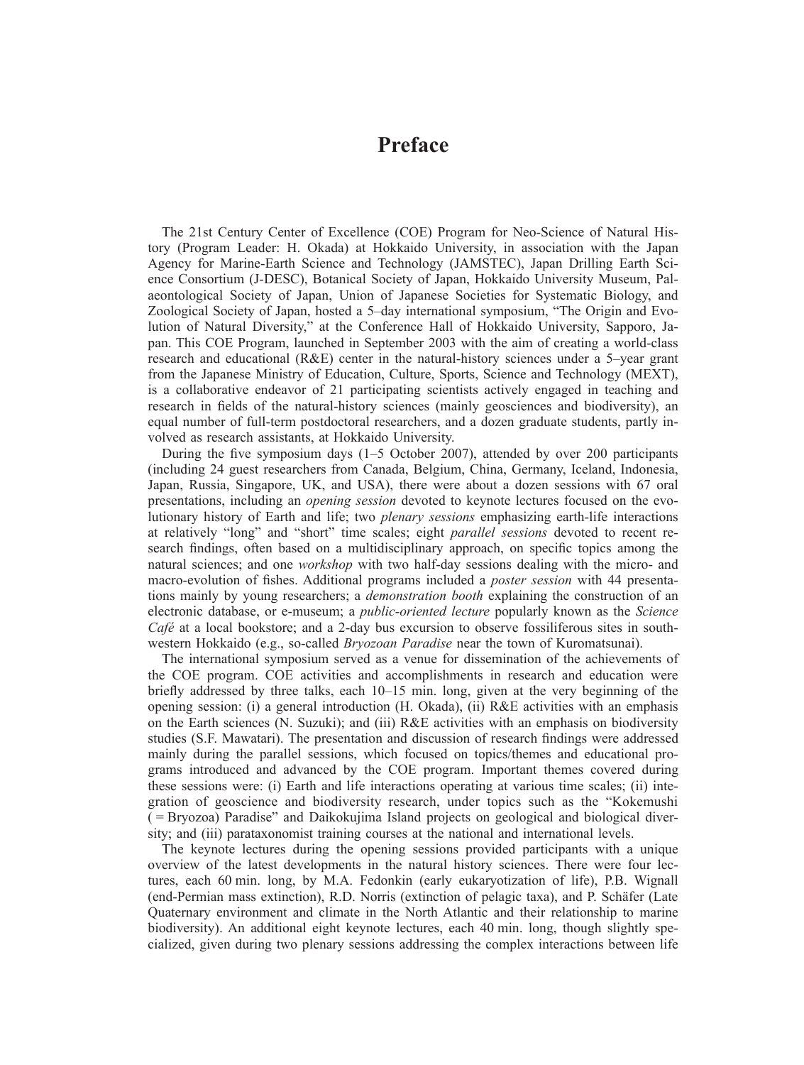# Preface

The 21st Century Center of Excellence (COE) Program for Neo-Science of Natural History (Program Leader: H. Okada) at Hokkaido University, in association with the Japan Agency for Marine-Earth Science and Technology (JAMSTEC), Japan Drilling Earth Science Consortium (J-DESC), Botanical Society of Japan, Hokkaido University Museum, Palaeontological Society of Japan, Union of Japanese Societies for Systematic Biology, and Zoological Society of Japan, hosted a 5–day international symposium, "The Origin and Evolution of Natural Diversity," at the Conference Hall of Hokkaido University, Sapporo, Japan. This COE Program, launched in September 2003 with the aim of creating a world-class research and educational (R&E) center in the natural-history sciences under a 5–year grant from the Japanese Ministry of Education, Culture, Sports, Science and Technology (MEXT), is a collaborative endeavor of 21 participating scientists actively engaged in teaching and research in fields of the natural-history sciences (mainly geosciences and biodiversity), an equal number of full-term postdoctoral researchers, and a dozen graduate students, partly involved as research assistants, at Hokkaido University.

During the five symposium days (1–5 October 2007), attended by over 200 participants (including 24 guest researchers from Canada, Belgium, China, Germany, Iceland, Indonesia, Japan, Russia, Singapore, UK, and USA), there were about a dozen sessions with 67 oral presentations, including an *opening session* devoted to keynote lectures focused on the evolutionary history of Earth and life; two *plenary sessions* emphasizing earth-life interactions at relatively "long" and "short" time scales; eight *parallel sessions* devoted to recent research findings, often based on a multidisciplinary approach, on specific topics among the natural sciences; and one *workshop* with two half-day sessions dealing with the micro- and macro-evolution of fishes. Additional programs included a *poster session* with 44 presentations mainly by young researchers; a *demonstration booth* explaining the construction of an electronic database, or e-museum; a *public-oriented lecture* popularly known as the *Science Café* at a local bookstore; and a 2-day bus excursion to observe fossiliferous sites in southwestern Hokkaido (e.g., so-called *Bryozoan Paradise* near the town of Kuromatsunai).

The international symposium served as a venue for dissemination of the achievements of the COE program. COE activities and accomplishments in research and education were briefly addressed by three talks, each 10–15 min. long, given at the very beginning of the opening session: (i) a general introduction (H. Okada), (ii) R&E activities with an emphasis on the Earth sciences (N. Suzuki); and (iii) R&E activities with an emphasis on biodiversity studies (S.F. Mawatari). The presentation and discussion of research findings were addressed mainly during the parallel sessions, which focused on topics/themes and educational programs introduced and advanced by the COE program. Important themes covered during these sessions were: (i) Earth and life interactions operating at various time scales; (ii) integration of geoscience and biodiversity research, under topics such as the "Kokemushi ( = Bryozoa) Paradise" and Daikokujima Island projects on geological and biological diversity; and (iii) parataxonomist training courses at the national and international levels.

The keynote lectures during the opening sessions provided participants with a unique overview of the latest developments in the natural history sciences. There were four lectures, each 60 min. long, by M.A. Fedonkin (early eukaryotization of life), P.B. Wignall (end-Permian mass extinction), R.D. Norris (extinction of pelagic taxa), and P. Schäfer (Late Quaternary environment and climate in the North Atlantic and their relationship to marine biodiversity). An additional eight keynote lectures, each 40 min. long, though slightly specialized, given during two plenary sessions addressing the complex interactions between life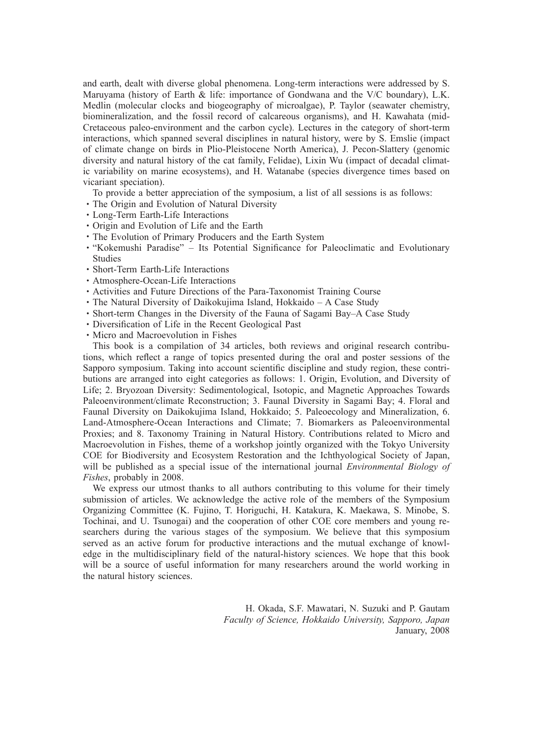and earth, dealt with diverse global phenomena. Long-term interactions were addressed by S. Maruyama (history of Earth & life: importance of Gondwana and the V/C boundary), L.K. Medlin (molecular clocks and biogeography of microalgae), P. Taylor (seawater chemistry, biomineralization, and the fossil record of calcareous organisms), and H. Kawahata (mid-Cretaceous paleo-environment and the carbon cycle). Lectures in the category of short-term interactions, which spanned several disciplines in natural history, were by S. Emslie (impact of climate change on birds in Plio-Pleistocene North America), J. Pecon-Slattery (genomic diversity and natural history of the cat family, Felidae), Lixin Wu (impact of decadal climatic variability on marine ecosystems), and H. Watanabe (species divergence times based on vicariant speciation).

To provide a better appreciation of the symposium, a list of all sessions is as follows:

- The Origin and Evolution of Natural Diversity
- Long-Term Earth-Life Interactions
- Origin and Evolution of Life and the Earth
- The Evolution of Primary Producers and the Earth System
- “Kokemushi Paradise” – Its Potential Significance for Paleoclimatic and Evolutionary Studies
- Short-Term Earth-Life Interactions
- Atmosphere-Ocean-Life Interactions
- Activities and Future Directions of the Para-Taxonomist Training Course
- The Natural Diversity of Daikokujima Island, Hokkaido – A Case Study
- Short-term Changes in the Diversity of the Fauna of Sagami Bay–A Case Study
- Diversification of Life in the Recent Geological Past
- Micro and Macroevolution in Fishes

This book is a compilation of 34 articles, both reviews and original research contributions, which reflect a range of topics presented during the oral and poster sessions of the Sapporo symposium. Taking into account scientific discipline and study region, these contributions are arranged into eight categories as follows: 1. Origin, Evolution, and Diversity of Life; 2. Bryozoan Diversity: Sedimentological, Isotopic, and Magnetic Approaches Towards Paleoenvironment/climate Reconstruction; 3. Faunal Diversity in Sagami Bay; 4. Floral and Faunal Diversity on Daikokujima Island, Hokkaido; 5. Paleoecology and Mineralization, 6. Land-Atmosphere-Ocean Interactions and Climate; 7. Biomarkers as Paleoenvironmental Proxies; and 8. Taxonomy Training in Natural History. Contributions related to Micro and Macroevolution in Fishes, theme of a workshop jointly organized with the Tokyo University COE for Biodiversity and Ecosystem Restoration and the Ichthyological Society of Japan, will be published as a special issue of the international journal *Environmental Biology of Fishes*, probably in 2008.

We express our utmost thanks to all authors contributing to this volume for their timely submission of articles. We acknowledge the active role of the members of the Symposium Organizing Committee (K. Fujino, T. Horiguchi, H. Katakura, K. Maekawa, S. Minobe, S. Tochinai, and U. Tsunogai) and the cooperation of other COE core members and young researchers during the various stages of the symposium. We believe that this symposium served as an active forum for productive interactions and the mutual exchange of knowledge in the multidisciplinary field of the natural-history sciences. We hope that this book will be a source of useful information for many researchers around the world working in the natural history sciences.

H. Okada, S.F. Mawatari, N. Suzuki and P. Gautam
*Faculty of Science, Hokkaido University, Sapporo, Japan*
January, 2008